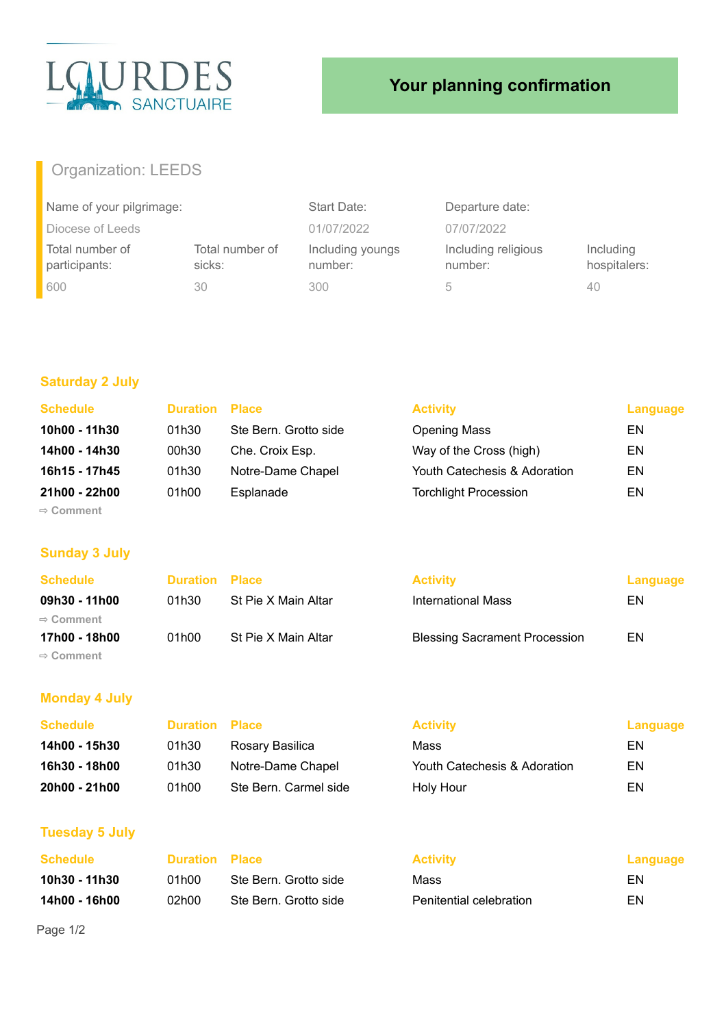LOURDES SANCTUAIRE

## Your planning confirmation

### Organization: LEEDS

| Name of your pilgrimage: | | Start Date: | Departure date: | |
|---|---|---|---|---|
| Diocese of Leeds | | 01/07/2022 | 07/07/2022 | |
| **Total number of participants:** | **Total number of sicks:** | **Including youngs number:** | **Including religious number:** | **Including hospitalers:** |
| 600 | 30 | 300 | 5 | 40 |

### Saturday 2 July

| Schedule | Duration | Place | Activity | Language |
|---|---|---|---|---|
| **10h00 - 11h30** | 01h30 | Ste Bern. Grotto side | Opening Mass | EN |
| **14h00 - 14h30** | 00h30 | Che. Croix Esp. | Way of the Cross (high) | EN |
| **16h15 - 17h45** | 01h30 | Notre-Dame Chapel | Youth Catechesis & Adoration | EN |
| **21h00 - 22h00** | 01h00 | Esplanade | Torchlight Procession | EN |

⇨ Comment

### Sunday 3 July

| Schedule | Duration | Place | Activity | Language |
|---|---|---|---|---|
| **09h30 - 11h00** | 01h30 | St Pie X Main Altar | International Mass | EN |
| ⇨ Comment | | | | |
| **17h00 - 18h00** | 01h00 | St Pie X Main Altar | Blessing Sacrament Procession | EN |
| ⇨ Comment | | | | |

### Monday 4 July

| Schedule | Duration | Place | Activity | Language |
|---|---|---|---|---|
| **14h00 - 15h30** | 01h30 | Rosary Basilica | Mass | EN |
| **16h30 - 18h00** | 01h30 | Notre-Dame Chapel | Youth Catechesis & Adoration | EN |
| **20h00 - 21h00** | 01h00 | Ste Bern. Carmel side | Holy Hour | EN |

### Tuesday 5 July

| Schedule | Duration | Place | Activity | Language |
|---|---|---|---|---|
| **10h30 - 11h30** | 01h00 | Ste Bern. Grotto side | Mass | EN |
| **14h00 - 16h00** | 02h00 | Ste Bern. Grotto side | Penitential celebration | EN |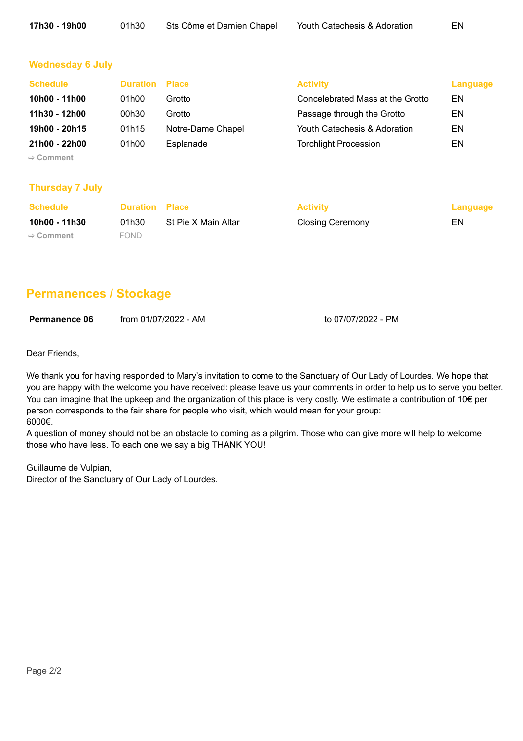| | | | | |
|---|---|---|---|---|
| **17h30 - 19h00** | 01h30 | Sts Côme et Damien Chapel | Youth Catechesis & Adoration | EN |

### Wednesday 6 July

| Schedule | Duration | Place | Activity | Language |
|---|---|---|---|---|
| **10h00 - 11h00** | 01h00 | Grotto | Concelebrated Mass at the Grotto | EN |
| **11h30 - 12h00** | 00h30 | Grotto | Passage through the Grotto | EN |
| **19h00 - 20h15** | 01h15 | Notre-Dame Chapel | Youth Catechesis & Adoration | EN |
| **21h00 - 22h00** | 01h00 | Esplanade | Torchlight Procession | EN |

⇨ Comment

### Thursday 7 July

| Schedule | Duration | Place | Activity | Language |
|---|---|---|---|---|
| **10h00 - 11h30** | 01h30 | St Pie X Main Altar | Closing Ceremony | EN |
| ⇨ Comment | FOND | | | |

## Permanences / Stockage

| | | |
|---|---|---|
| **Permanence 06** | from 01/07/2022 - AM | to 07/07/2022 - PM |

Dear Friends,

We thank you for having responded to Mary's invitation to come to the Sanctuary of Our Lady of Lourdes. We hope that you are happy with the welcome you have received: please leave us your comments in order to help us to serve you better. You can imagine that the upkeep and the organization of this place is very costly. We estimate a contribution of 10€ per person corresponds to the fair share for people who visit, which would mean for your group:
6000€.
A question of money should not be an obstacle to coming as a pilgrim. Those who can give more will help to welcome those who have less. To each one we say a big THANK YOU!

Guillaume de Vulpian,
Director of the Sanctuary of Our Lady of Lourdes.